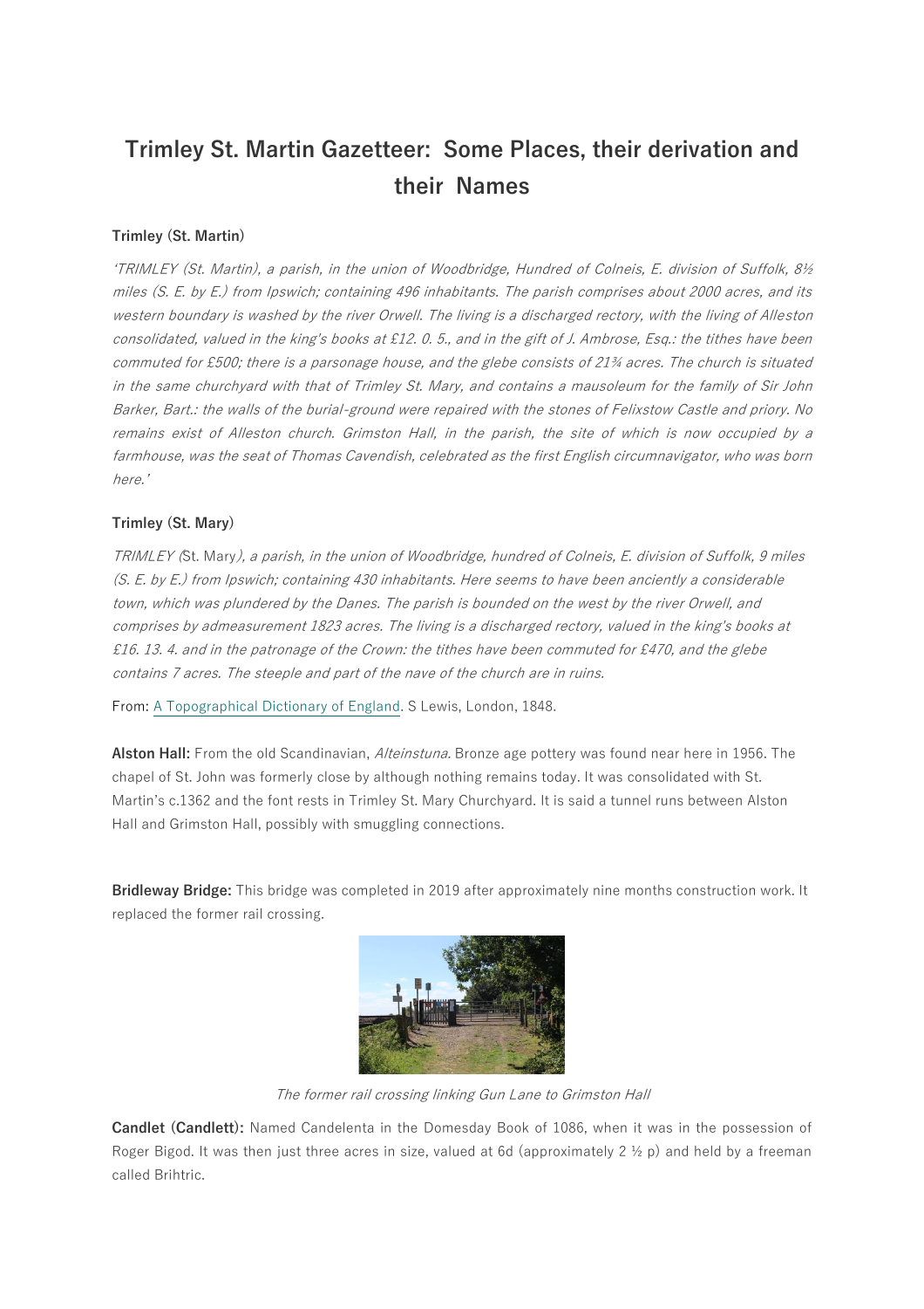# Trimley St. Martin Gazetteer: Some Places, their derivation and their Names

**Trimley (St. Martin)**

*'TRIMLEY (St. Martin), a parish, in the union of Woodbridge, Hundred of Colneis, E. division of Suffolk, 8½ miles (S. E. by E.) from Ipswich; containing 496 inhabitants. The parish comprises about 2000 acres, and its western boundary is washed by the river Orwell. The living is a discharged rectory, with the living of Alleston consolidated, valued in the king's books at £12. 0. 5., and in the gift of J. Ambrose, Esq.: the tithes have been commuted for £500; there is a parsonage house, and the glebe consists of 21¾ acres. The church is situated in the same churchyard with that of Trimley St. Mary, and contains a mausoleum for the family of Sir John Barker, Bart.: the walls of the burial-ground were repaired with the stones of Felixstow Castle and priory. No remains exist of Alleston church. Grimston Hall, in the parish, the site of which is now occupied by a farmhouse, was the seat of Thomas Cavendish, celebrated as the first English circumnavigator, who was born here.'*

**Trimley (St. Mary)**

*TRIMLEY (*St. Mary*), a parish, in the union of Woodbridge, hundred of Colneis, E. division of Suffolk, 9 miles (S. E. by E.) from Ipswich; containing 430 inhabitants. Here seems to have been anciently a considerable town, which was plundered by the Danes. The parish is bounded on the west by the river Orwell, and comprises by admeasurement 1823 acres. The living is a discharged rectory, valued in the king's books at £16. 13. 4. and in the patronage of the Crown: the tithes have been commuted for £470, and the glebe contains 7 acres. The steeple and part of the nave of the church are in ruins.*

From: A Topographical Dictionary of England. S Lewis, London, 1848.

**Alston Hall:** From the old Scandinavian, *Alteinstuna*. Bronze age pottery was found near here in 1956. The chapel of St. John was formerly close by although nothing remains today. It was consolidated with St. Martin's c.1362 and the font rests in Trimley St. Mary Churchyard. It is said a tunnel runs between Alston Hall and Grimston Hall, possibly with smuggling connections.

**Bridleway Bridge:** This bridge was completed in 2019 after approximately nine months construction work. It replaced the former rail crossing.

*The former rail crossing linking Gun Lane to Grimston Hall*

**Candlet (Candlett):** Named Candelenta in the Domesday Book of 1086, when it was in the possession of Roger Bigod. It was then just three acres in size, valued at 6d (approximately 2 ½ p) and held by a freeman called Brihtric.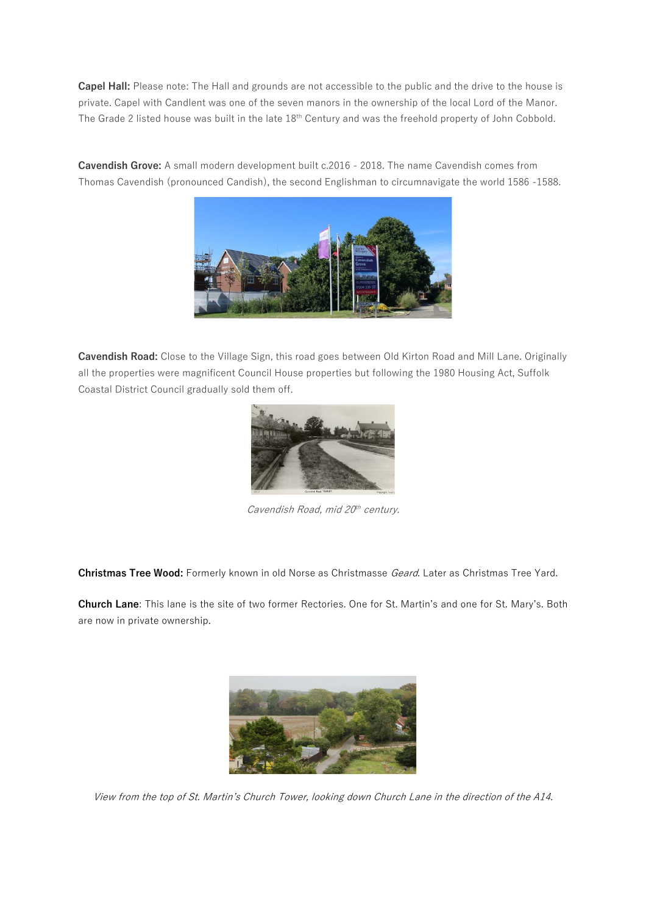**Capel Hall:** Please note: The Hall and grounds are not accessible to the public and the drive to the house is private. Capel with Candlent was one of the seven manors in the ownership of the local Lord of the Manor. The Grade 2 listed house was built in the late 18th Century and was the freehold property of John Cobbold.

**Cavendish Grove:** A small modern development built c.2016 - 2018. The name Cavendish comes from Thomas Cavendish (pronounced Candish), the second Englishman to circumnavigate the world 1586 -1588.

**Cavendish Road:** Close to the Village Sign, this road goes between Old Kirton Road and Mill Lane. Originally all the properties were magnificent Council House properties but following the 1980 Housing Act, Suffolk Coastal District Council gradually sold them off.

*Cavendish Road, mid 20th century.*

**Christmas Tree Wood:** Formerly known in old Norse as Christmasse *Geard*. Later as Christmas Tree Yard.

**Church Lane**: This lane is the site of two former Rectories. One for St. Martin's and one for St. Mary's. Both are now in private ownership.

*View from the top of St. Martin's Church Tower, looking down Church Lane in the direction of the A14.*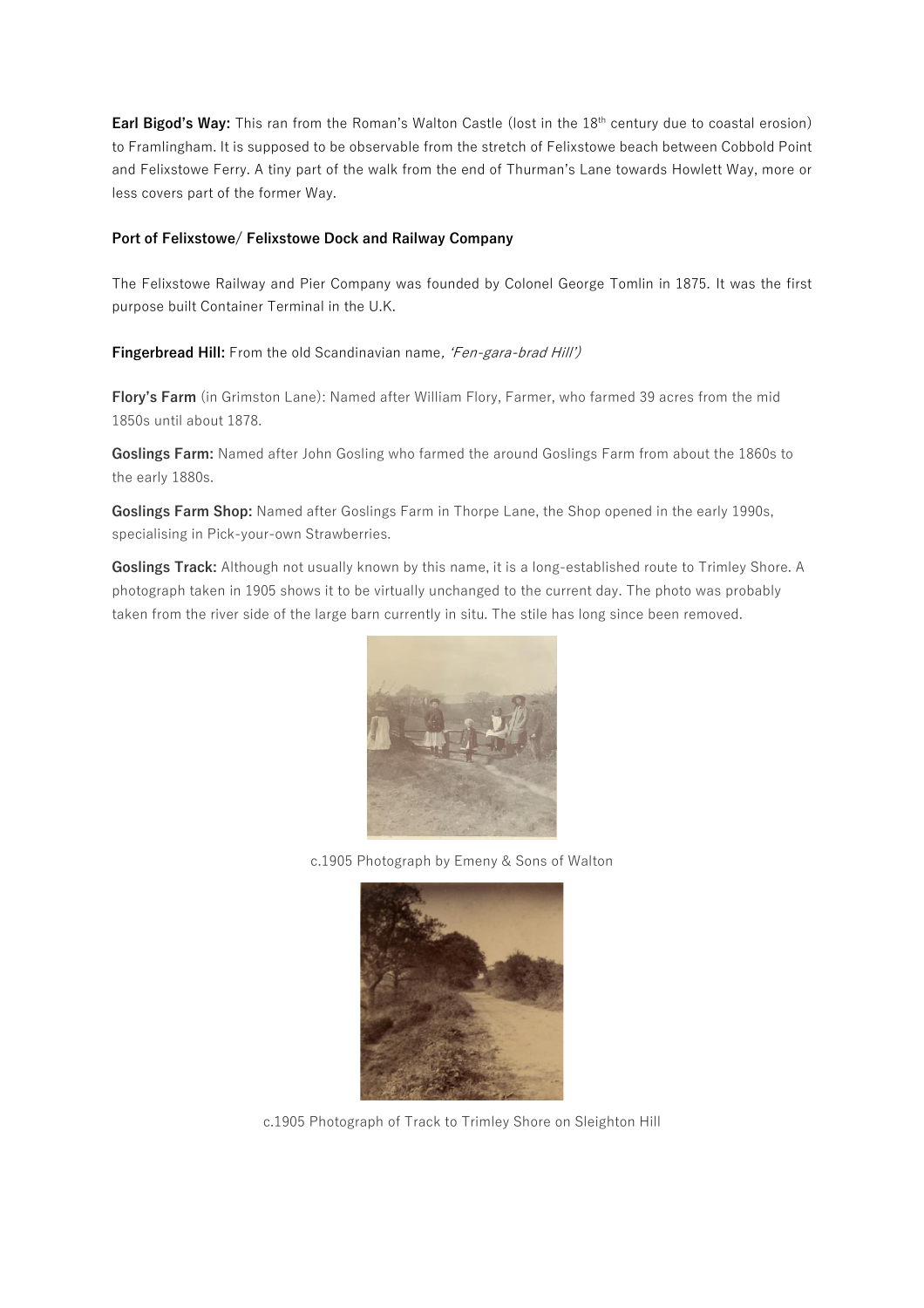**Earl Bigod's Way:** This ran from the Roman's Walton Castle (lost in the 18th century due to coastal erosion) to Framlingham. It is supposed to be observable from the stretch of Felixstowe beach between Cobbold Point and Felixstowe Ferry. A tiny part of the walk from the end of Thurman's Lane towards Howlett Way, more or less covers part of the former Way.

**Port of Felixstowe/ Felixstowe Dock and Railway Company**

The Felixstowe Railway and Pier Company was founded by Colonel George Tomlin in 1875. It was the first purpose built Container Terminal in the U.K.

**Fingerbread Hill:** From the old Scandinavian name*, 'Fen-gara-brad Hill')*

**Flory's Farm** (in Grimston Lane): Named after William Flory, Farmer, who farmed 39 acres from the mid 1850s until about 1878.

**Goslings Farm:** Named after John Gosling who farmed the around Goslings Farm from about the 1860s to the early 1880s.

**Goslings Farm Shop:** Named after Goslings Farm in Thorpe Lane, the Shop opened in the early 1990s, specialising in Pick-your-own Strawberries.

**Goslings Track:** Although not usually known by this name, it is a long-established route to Trimley Shore. A photograph taken in 1905 shows it to be virtually unchanged to the current day. The photo was probably taken from the river side of the large barn currently in situ. The stile has long since been removed.

c.1905 Photograph by Emeny & Sons of Walton

c.1905 Photograph of Track to Trimley Shore on Sleighton Hill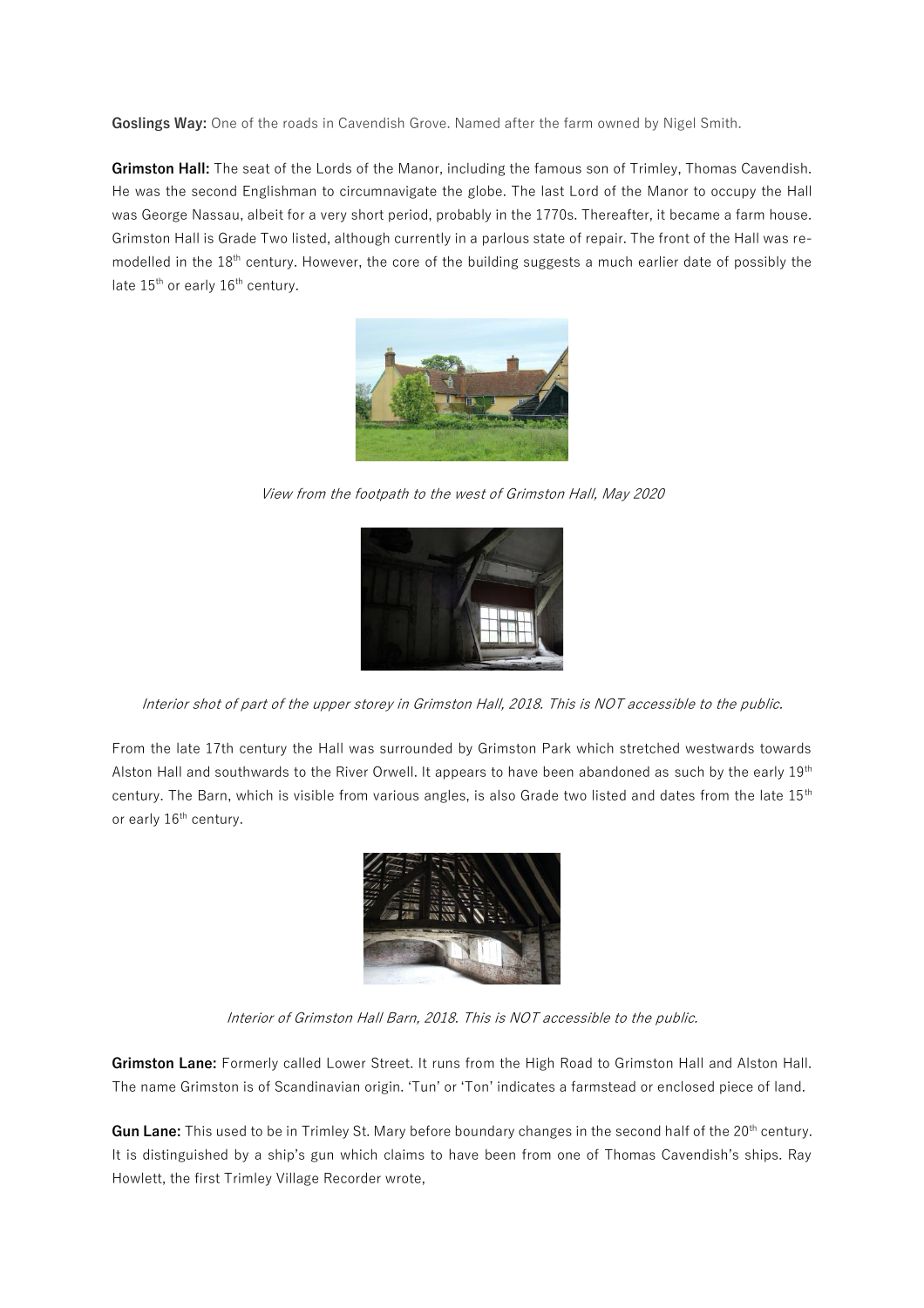**Goslings Way:** One of the roads in Cavendish Grove. Named after the farm owned by Nigel Smith.

**Grimston Hall:** The seat of the Lords of the Manor, including the famous son of Trimley, Thomas Cavendish. He was the second Englishman to circumnavigate the globe. The last Lord of the Manor to occupy the Hall was George Nassau, albeit for a very short period, probably in the 1770s. Thereafter, it became a farm house. Grimston Hall is Grade Two listed, although currently in a parlous state of repair. The front of the Hall was re-modelled in the 18th century. However, the core of the building suggests a much earlier date of possibly the late 15th or early 16th century.

*View from the footpath to the west of Grimston Hall, May 2020*

*Interior shot of part of the upper storey in Grimston Hall, 2018. This is NOT accessible to the public.*

From the late 17th century the Hall was surrounded by Grimston Park which stretched westwards towards Alston Hall and southwards to the River Orwell. It appears to have been abandoned as such by the early 19th century. The Barn, which is visible from various angles, is also Grade two listed and dates from the late 15th or early 16th century.

*Interior of Grimston Hall Barn, 2018. This is NOT accessible to the public.*

**Grimston Lane:** Formerly called Lower Street. It runs from the High Road to Grimston Hall and Alston Hall. The name Grimston is of Scandinavian origin. 'Tun' or 'Ton' indicates a farmstead or enclosed piece of land.

**Gun Lane:** This used to be in Trimley St. Mary before boundary changes in the second half of the 20th century. It is distinguished by a ship's gun which claims to have been from one of Thomas Cavendish's ships. Ray Howlett, the first Trimley Village Recorder wrote,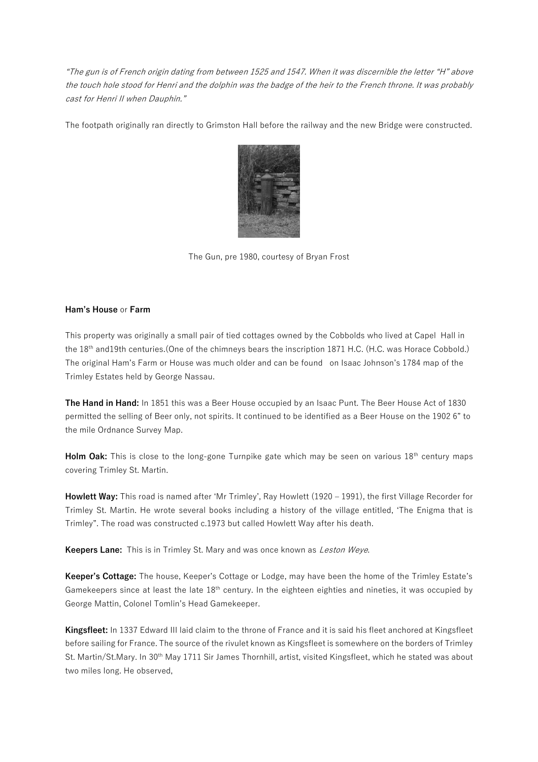*"The gun is of French origin dating from between 1525 and 1547. When it was discernible the letter "H" above the touch hole stood for Henri and the dolphin was the badge of the heir to the French throne. It was probably cast for Henri II when Dauphin."*

The footpath originally ran directly to Grimston Hall before the railway and the new Bridge were constructed.

The Gun, pre 1980, courtesy of Bryan Frost

**Ham's House** or **Farm**

This property was originally a small pair of tied cottages owned by the Cobbolds who lived at Capel Hall in the 18th and19th centuries.(One of the chimneys bears the inscription 1871 H.C. (H.C. was Horace Cobbold.) The original Ham's Farm or House was much older and can be found on Isaac Johnson's 1784 map of the Trimley Estates held by George Nassau.

**The Hand in Hand:** In 1851 this was a Beer House occupied by an Isaac Punt. The Beer House Act of 1830 permitted the selling of Beer only, not spirits. It continued to be identified as a Beer House on the 1902 6" to the mile Ordnance Survey Map.

**Holm Oak:** This is close to the long-gone Turnpike gate which may be seen on various 18th century maps covering Trimley St. Martin.

**Howlett Way:** This road is named after 'Mr Trimley', Ray Howlett (1920 – 1991), the first Village Recorder for Trimley St. Martin. He wrote several books including a history of the village entitled, 'The Enigma that is Trimley". The road was constructed c.1973 but called Howlett Way after his death.

**Keepers Lane:** This is in Trimley St. Mary and was once known as *Leston Weye*.

**Keeper's Cottage:** The house, Keeper's Cottage or Lodge, may have been the home of the Trimley Estate's Gamekeepers since at least the late 18th century. In the eighteen eighties and nineties, it was occupied by George Mattin, Colonel Tomlin's Head Gamekeeper.

**Kingsfleet:** In 1337 Edward III laid claim to the throne of France and it is said his fleet anchored at Kingsfleet before sailing for France. The source of the rivulet known as Kingsfleet is somewhere on the borders of Trimley St. Martin/St.Mary. In 30th May 1711 Sir James Thornhill, artist, visited Kingsfleet, which he stated was about two miles long. He observed,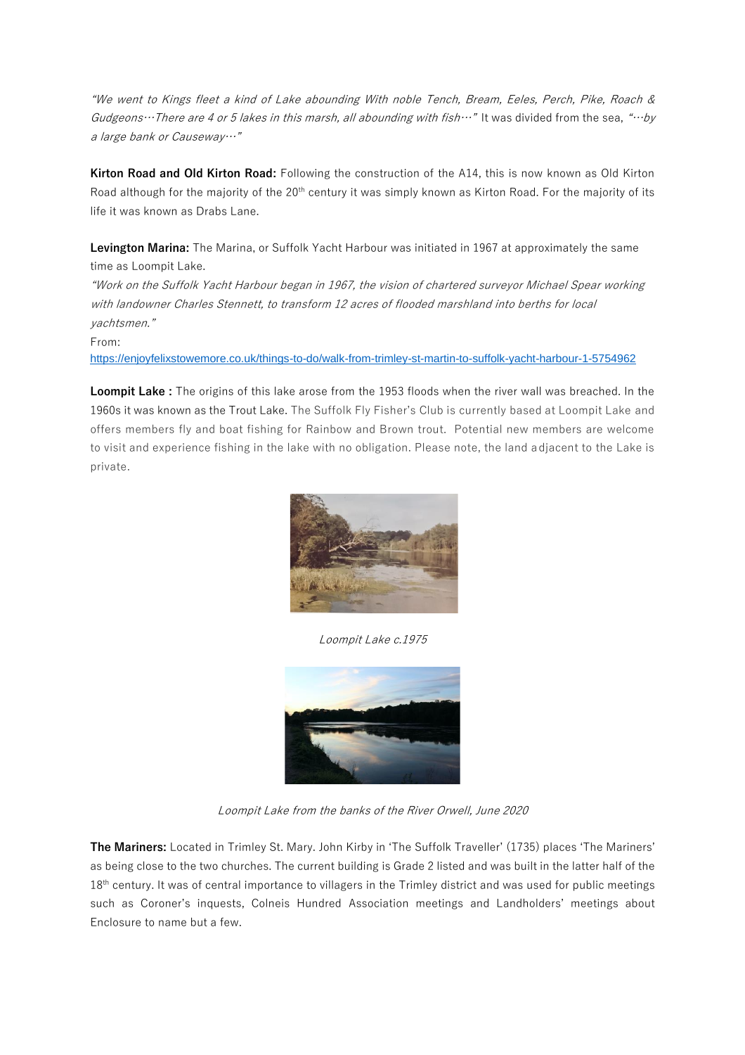*"We went to Kings fleet a kind of Lake abounding With noble Tench, Bream, Eeles, Perch, Pike, Roach & Gudgeons…There are 4 or 5 lakes in this marsh, all abounding with fish…"* It was divided from the sea, *"…by a large bank or Causeway…"*

**Kirton Road and Old Kirton Road:** Following the construction of the A14, this is now known as Old Kirton Road although for the majority of the 20th century it was simply known as Kirton Road. For the majority of its life it was known as Drabs Lane.

**Levington Marina:** The Marina, or Suffolk Yacht Harbour was initiated in 1967 at approximately the same time as Loompit Lake.

*"Work on the Suffolk Yacht Harbour began in 1967, the vision of chartered surveyor Michael Spear working with landowner Charles Stennett, to transform 12 acres of flooded marshland into berths for local yachtsmen."*

From:
https://enjoyfelixstowemore.co.uk/things-to-do/walk-from-trimley-st-martin-to-suffolk-yacht-harbour-1-5754962

**Loompit Lake :** The origins of this lake arose from the 1953 floods when the river wall was breached. In the 1960s it was known as the Trout Lake. The Suffolk Fly Fisher's Club is currently based at Loompit Lake and offers members fly and boat fishing for Rainbow and Brown trout. Potential new members are welcome to visit and experience fishing in the lake with no obligation. Please note, the land adjacent to the Lake is private.

*Loompit Lake c.1975*

*Loompit Lake from the banks of the River Orwell, June 2020*

**The Mariners:** Located in Trimley St. Mary. John Kirby in 'The Suffolk Traveller' (1735) places 'The Mariners' as being close to the two churches. The current building is Grade 2 listed and was built in the latter half of the 18th century. It was of central importance to villagers in the Trimley district and was used for public meetings such as Coroner's inquests, Colneis Hundred Association meetings and Landholders' meetings about Enclosure to name but a few.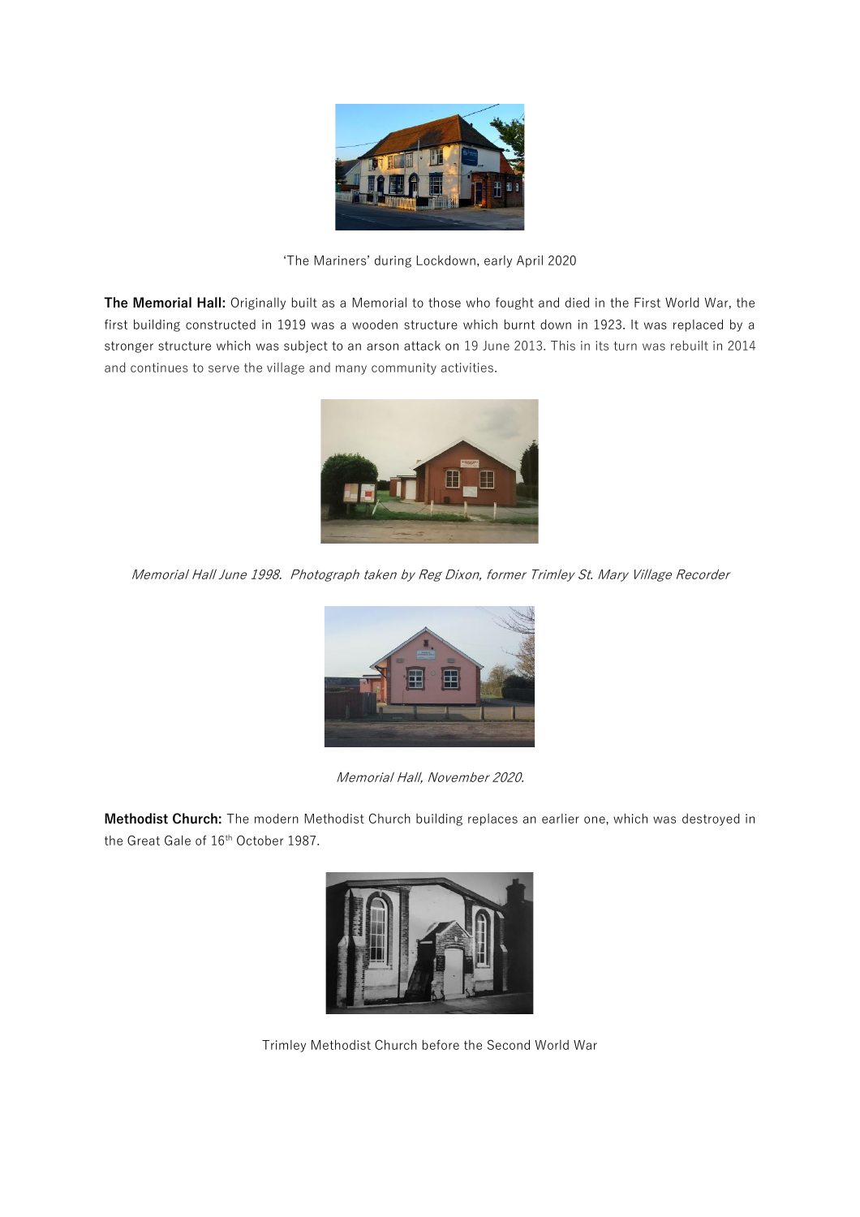'The Mariners' during Lockdown, early April 2020

**The Memorial Hall:** Originally built as a Memorial to those who fought and died in the First World War, the first building constructed in 1919 was a wooden structure which burnt down in 1923. It was replaced by a stronger structure which was subject to an arson attack on 19 June 2013. This in its turn was rebuilt in 2014 and continues to serve the village and many community activities.

*Memorial Hall June 1998. Photograph taken by Reg Dixon, former Trimley St. Mary Village Recorder*

*Memorial Hall, November 2020.*

**Methodist Church:** The modern Methodist Church building replaces an earlier one, which was destroyed in the Great Gale of 16th October 1987.

Trimley Methodist Church before the Second World War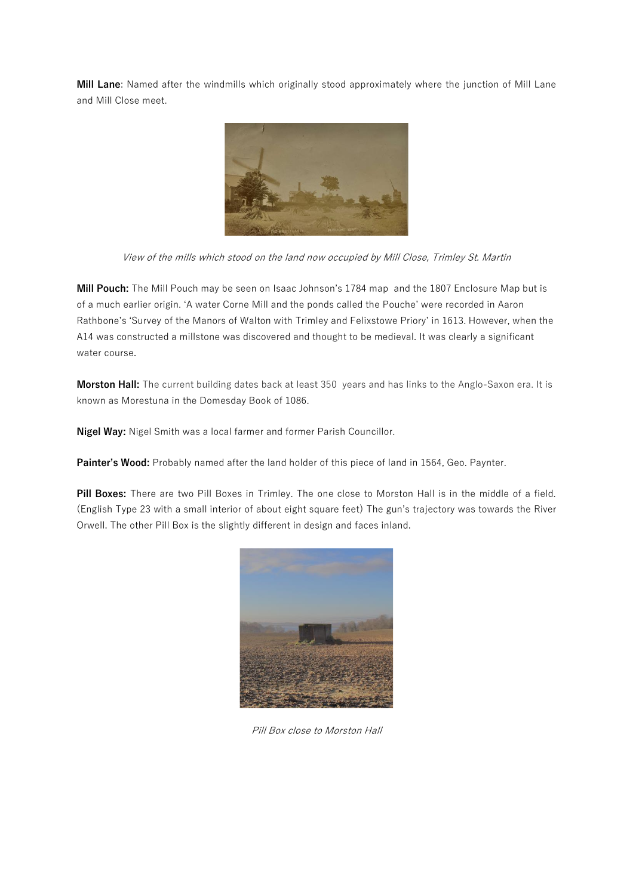**Mill Lane**: Named after the windmills which originally stood approximately where the junction of Mill Lane and Mill Close meet.

*View of the mills which stood on the land now occupied by Mill Close, Trimley St. Martin*

**Mill Pouch:** The Mill Pouch may be seen on Isaac Johnson's 1784 map and the 1807 Enclosure Map but is of a much earlier origin. 'A water Corne Mill and the ponds called the Pouche' were recorded in Aaron Rathbone's 'Survey of the Manors of Walton with Trimley and Felixstowe Priory' in 1613. However, when the A14 was constructed a millstone was discovered and thought to be medieval. It was clearly a significant water course.

**Morston Hall:** The current building dates back at least 350 years and has links to the Anglo-Saxon era. It is known as Morestuna in the Domesday Book of 1086.

**Nigel Way:** Nigel Smith was a local farmer and former Parish Councillor.

**Painter's Wood:** Probably named after the land holder of this piece of land in 1564, Geo. Paynter.

**Pill Boxes:** There are two Pill Boxes in Trimley. The one close to Morston Hall is in the middle of a field. (English Type 23 with a small interior of about eight square feet) The gun's trajectory was towards the River Orwell. The other Pill Box is the slightly different in design and faces inland.

*Pill Box close to Morston Hall*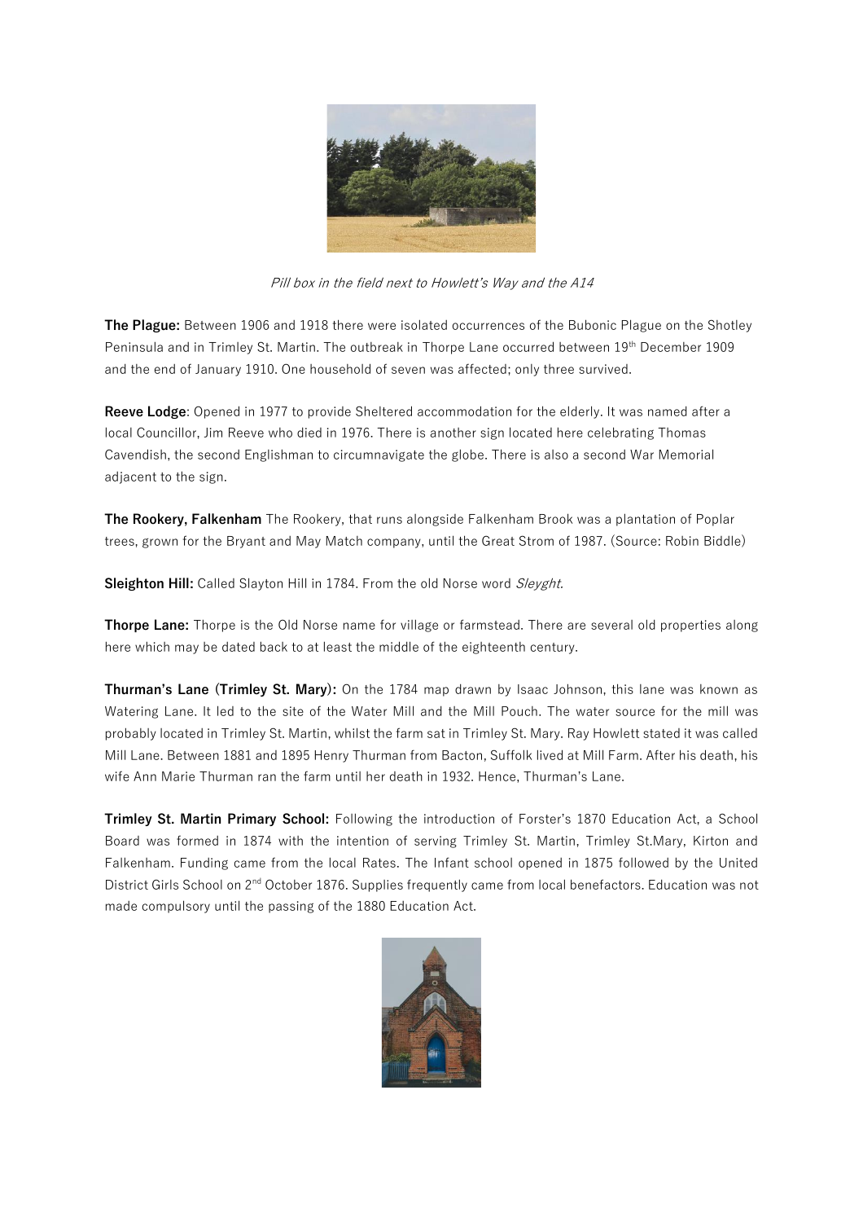*Pill box in the field next to Howlett's Way and the A14*

**The Plague:** Between 1906 and 1918 there were isolated occurrences of the Bubonic Plague on the Shotley Peninsula and in Trimley St. Martin. The outbreak in Thorpe Lane occurred between 19th December 1909 and the end of January 1910. One household of seven was affected; only three survived.

**Reeve Lodge**: Opened in 1977 to provide Sheltered accommodation for the elderly. It was named after a local Councillor, Jim Reeve who died in 1976. There is another sign located here celebrating Thomas Cavendish, the second Englishman to circumnavigate the globe. There is also a second War Memorial adjacent to the sign.

**The Rookery, Falkenham** The Rookery, that runs alongside Falkenham Brook was a plantation of Poplar trees, grown for the Bryant and May Match company, until the Great Strom of 1987. (Source: Robin Biddle)

**Sleighton Hill:** Called Slayton Hill in 1784. From the old Norse word *Sleyght*.

**Thorpe Lane:** Thorpe is the Old Norse name for village or farmstead. There are several old properties along here which may be dated back to at least the middle of the eighteenth century.

**Thurman's Lane (Trimley St. Mary):** On the 1784 map drawn by Isaac Johnson, this lane was known as Watering Lane. It led to the site of the Water Mill and the Mill Pouch. The water source for the mill was probably located in Trimley St. Martin, whilst the farm sat in Trimley St. Mary. Ray Howlett stated it was called Mill Lane. Between 1881 and 1895 Henry Thurman from Bacton, Suffolk lived at Mill Farm. After his death, his wife Ann Marie Thurman ran the farm until her death in 1932. Hence, Thurman's Lane.

**Trimley St. Martin Primary School:** Following the introduction of Forster's 1870 Education Act, a School Board was formed in 1874 with the intention of serving Trimley St. Martin, Trimley St.Mary, Kirton and Falkenham. Funding came from the local Rates. The Infant school opened in 1875 followed by the United District Girls School on 2nd October 1876. Supplies frequently came from local benefactors. Education was not made compulsory until the passing of the 1880 Education Act.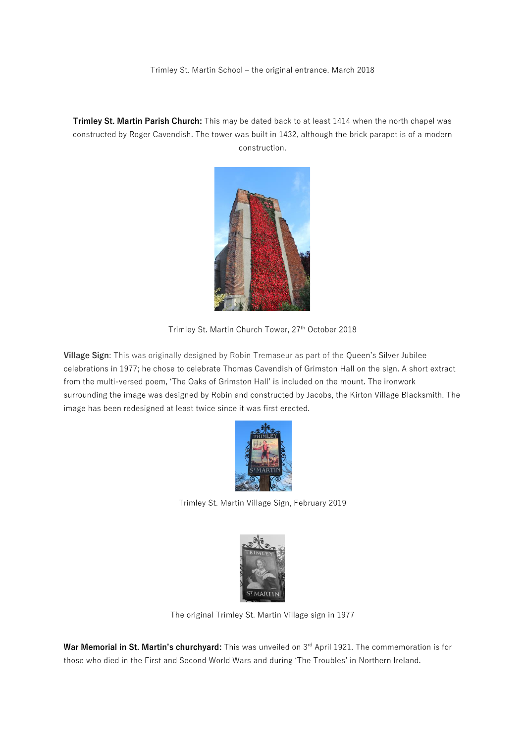Trimley St. Martin School – the original entrance. March 2018

**Trimley St. Martin Parish Church:** This may be dated back to at least 1414 when the north chapel was constructed by Roger Cavendish. The tower was built in 1432, although the brick parapet is of a modern construction.

Trimley St. Martin Church Tower, 27th October 2018

**Village Sign**: This was originally designed by Robin Tremaseur as part of the Queen's Silver Jubilee celebrations in 1977; he chose to celebrate Thomas Cavendish of Grimston Hall on the sign. A short extract from the multi-versed poem, 'The Oaks of Grimston Hall' is included on the mount. The ironwork surrounding the image was designed by Robin and constructed by Jacobs, the Kirton Village Blacksmith. The image has been redesigned at least twice since it was first erected.

Trimley St. Martin Village Sign, February 2019

The original Trimley St. Martin Village sign in 1977

**War Memorial in St. Martin's churchyard:** This was unveiled on 3rd April 1921. The commemoration is for those who died in the First and Second World Wars and during 'The Troubles' in Northern Ireland.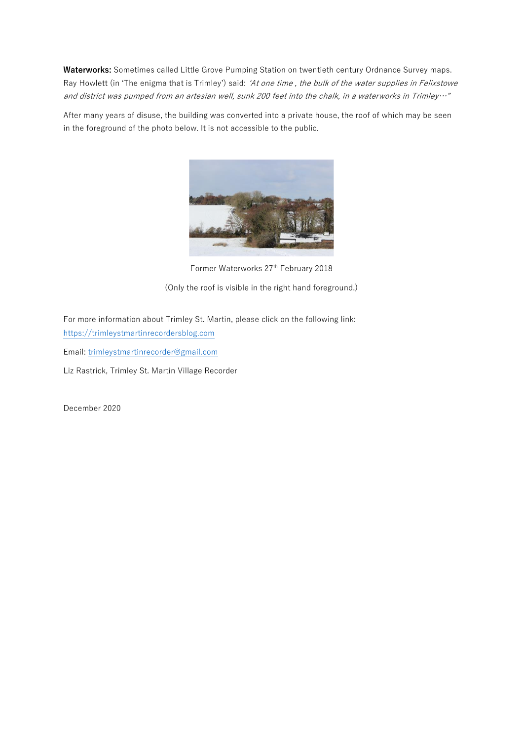**Waterworks:** Sometimes called Little Grove Pumping Station on twentieth century Ordnance Survey maps. Ray Howlett (in 'The enigma that is Trimley') said: *'At one time , the bulk of the water supplies in Felixstowe and district was pumped from an artesian well, sunk 200 feet into the chalk, in a waterworks in Trimley…"*

After many years of disuse, the building was converted into a private house, the roof of which may be seen in the foreground of the photo below. It is not accessible to the public.

Former Waterworks 27th February 2018

(Only the roof is visible in the right hand foreground.)

For more information about Trimley St. Martin, please click on the following link: [https://trimleystmartinrecordersblog.com](https://trimleystmartinrecordersblog.com)

Email: [trimleystmartinrecorder@gmail.com](mailto:trimleystmartinrecorder@gmail.com)

Liz Rastrick, Trimley St. Martin Village Recorder

December 2020